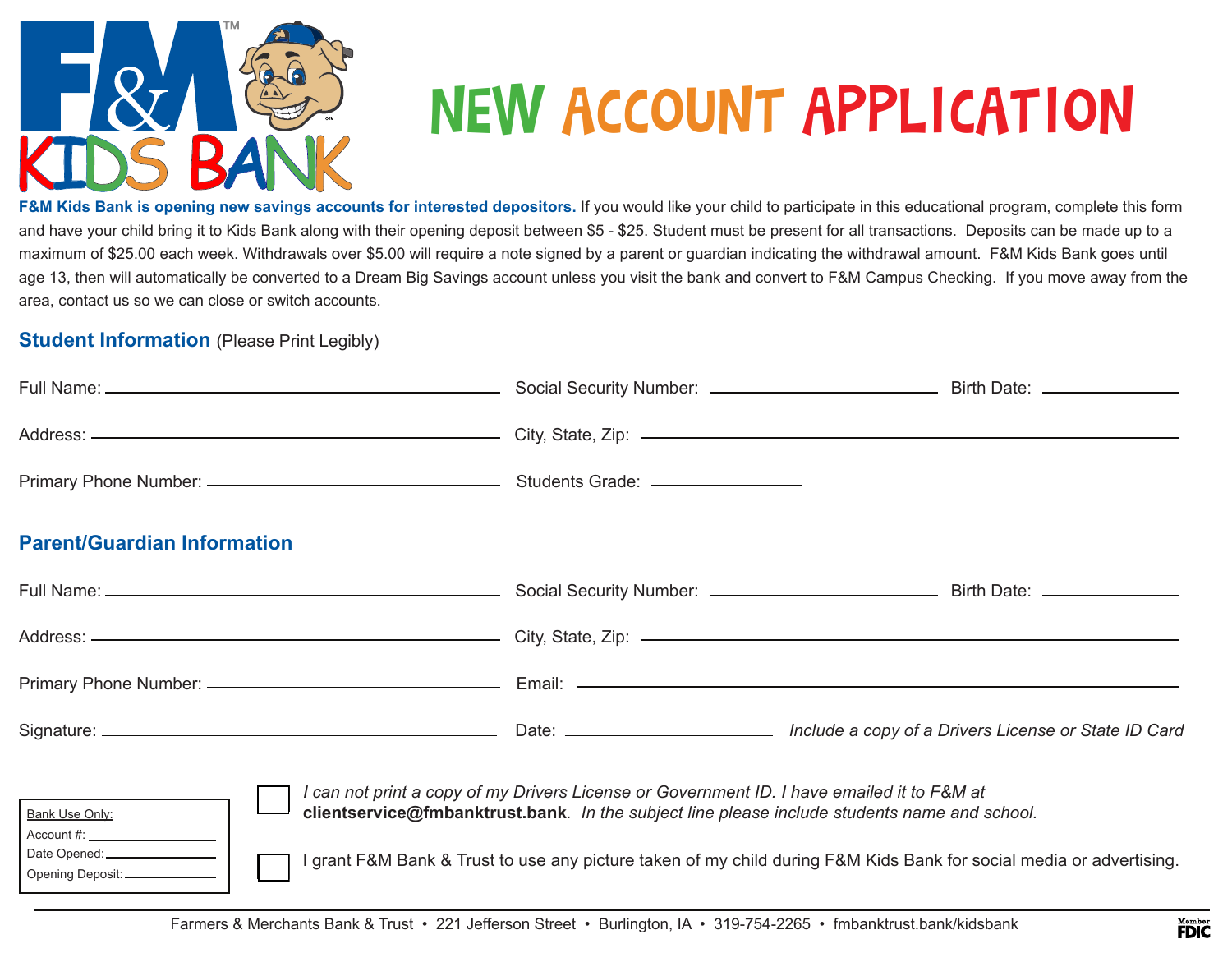# F&M KIDS BANK

# NEW ACCOUNT APPLICATION

**F&M Kids Bank is opening new savings accounts for interested depositors.** If you would like your child to participate in this educational program, complete this form and have your child bring it to Kids Bank along with their opening deposit between $5 - $25. Student must be present for all transactions. Deposits can be made up to a maximum of $25.00 each week. Withdrawals over $5.00 will require a note signed by a parent or guardian indicating the withdrawal amount. F&M Kids Bank goes until age 13, then will automatically be converted to a Dream Big Savings account unless you visit the bank and convert to F&M Campus Checking. If you move away from the area, contact us so we can close or switch accounts.

## Student Information (Please Print Legibly)

Full Name: ______________________ Social Security Number: ______________ Birth Date: __________

Address: ______________________ City, State, Zip: ______________________

Primary Phone Number: ______________________ Students Grade: __________

## Parent/Guardian Information

Full Name: ______________________ Social Security Number: ______________ Birth Date: __________

Address: ______________________ City, State, Zip: ______________________

Primary Phone Number: ______________________ Email: ______________________

Signature: ______________________ Date: __________ *Include a copy of a Drivers License or State ID Card*

☐ *I can not print a copy of my Drivers License or Government ID. I have emailed it to F&M at* **clientservice@fmbanktrust.bank**. *In the subject line please include students name and school.*

☐ I grant F&M Bank & Trust to use any picture taken of my child during F&M Kids Bank for social media or advertising.

Bank Use Only:

Account #: __________

Date Opened: __________

Opening Deposit: __________

Farmers & Merchants Bank & Trust • 221 Jefferson Street • Burlington, IA • 319-754-2265 • fmbanktrust.bank/kidsbank

Member FDIC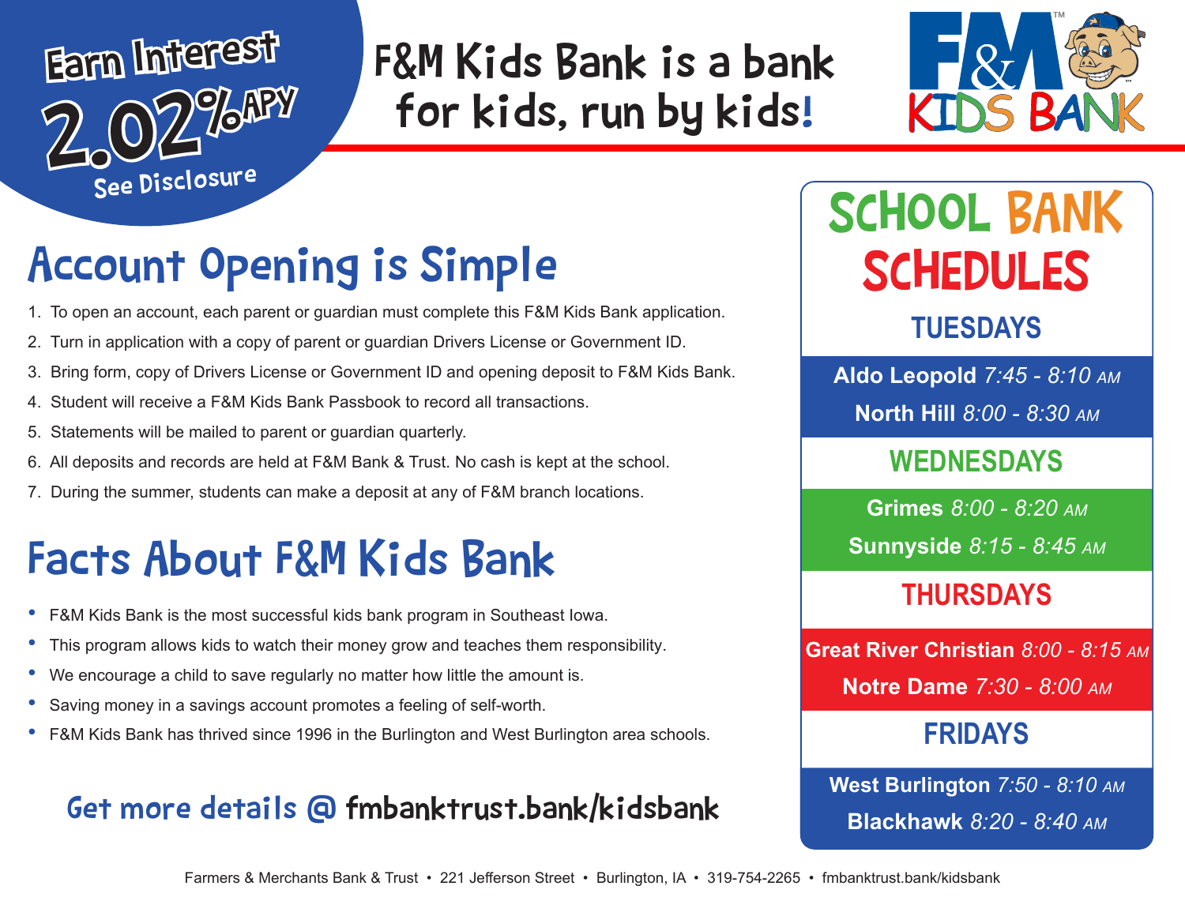Earn Interest
2.02% APY
See Disclosure

# F&M Kids Bank is a bank for kids, run by kids!

F&M KIDS BANK

## Account Opening is Simple

1. To open an account, each parent or guardian must complete this F&M Kids Bank application.
2. Turn in application with a copy of parent or guardian Drivers License or Government ID.
3. Bring form, copy of Drivers License or Government ID and opening deposit to F&M Kids Bank.
4. Student will receive a F&M Kids Bank Passbook to record all transactions.
5. Statements will be mailed to parent or guardian quarterly.
6. All deposits and records are held at F&M Bank & Trust. No cash is kept at the school.
7. During the summer, students can make a deposit at any of F&M branch locations.

## Facts About F&M Kids Bank

- F&M Kids Bank is the most successful kids bank program in Southeast Iowa.
- This program allows kids to watch their money grow and teaches them responsibility.
- We encourage a child to save regularly no matter how little the amount is.
- Saving money in a savings account promotes a feeling of self-worth.
- F&M Kids Bank has thrived since 1996 in the Burlington and West Burlington area schools.

Get more details @ fmbanktrust.bank/kidsbank

## SCHOOL BANK SCHEDULES

### TUESDAYS

**Aldo Leopold** *7:45 - 8:10 AM*

**North Hill** *8:00 - 8:30 AM*

### WEDNESDAYS

**Grimes** *8:00 - 8:20 AM*

**Sunnyside** *8:15 - 8:45 AM*

### THURSDAYS

**Great River Christian** *8:00 - 8:15 AM*

**Notre Dame** *7:30 - 8:00 AM*

### FRIDAYS

**West Burlington** *7:50 - 8:10 AM*

**Blackhawk** *8:20 - 8:40 AM*

Farmers & Merchants Bank & Trust • 221 Jefferson Street • Burlington, IA • 319-754-2265 • fmbanktrust.bank/kidsbank